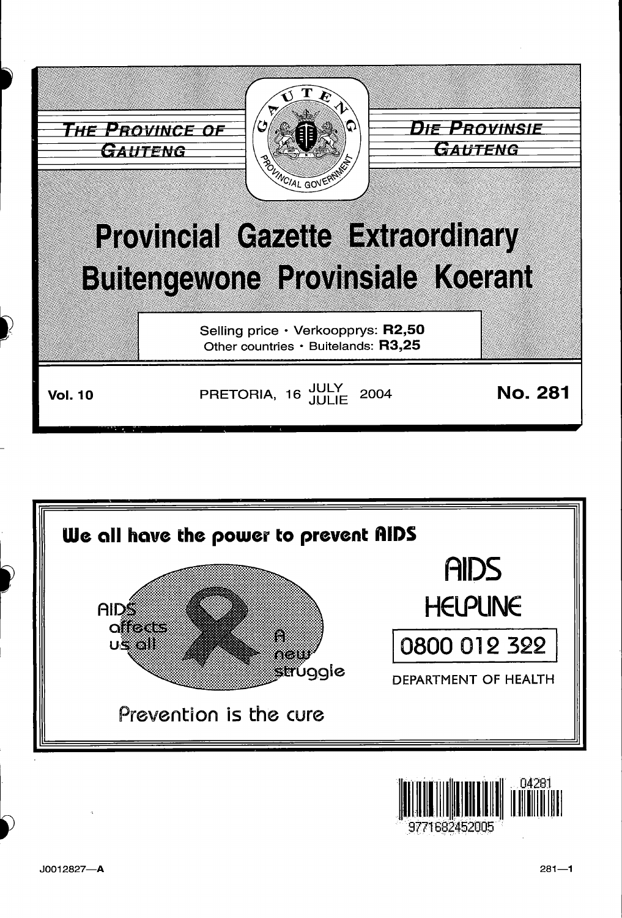THE PROVINCE OF GAUTENG

DIE PROVINSIE GAUTENG

# Provincial Gazette Extraordinary
# Buitengewone Provinsiale Koerant

Selling price · Verkoopprys: **R2,50**
Other countries · Buitelands: **R3,25**

**Vol. 10** PRETORIA, 16 JULY / JULIE 2004 **No. 281**

**We all have the power to prevent AIDS**

AIDS affects us all

A new struggle

Prevention is the cure

AIDS HELPLINE

0800 012 322

DEPARTMENT OF HEALTH

9771682452005 04281

J0012827—A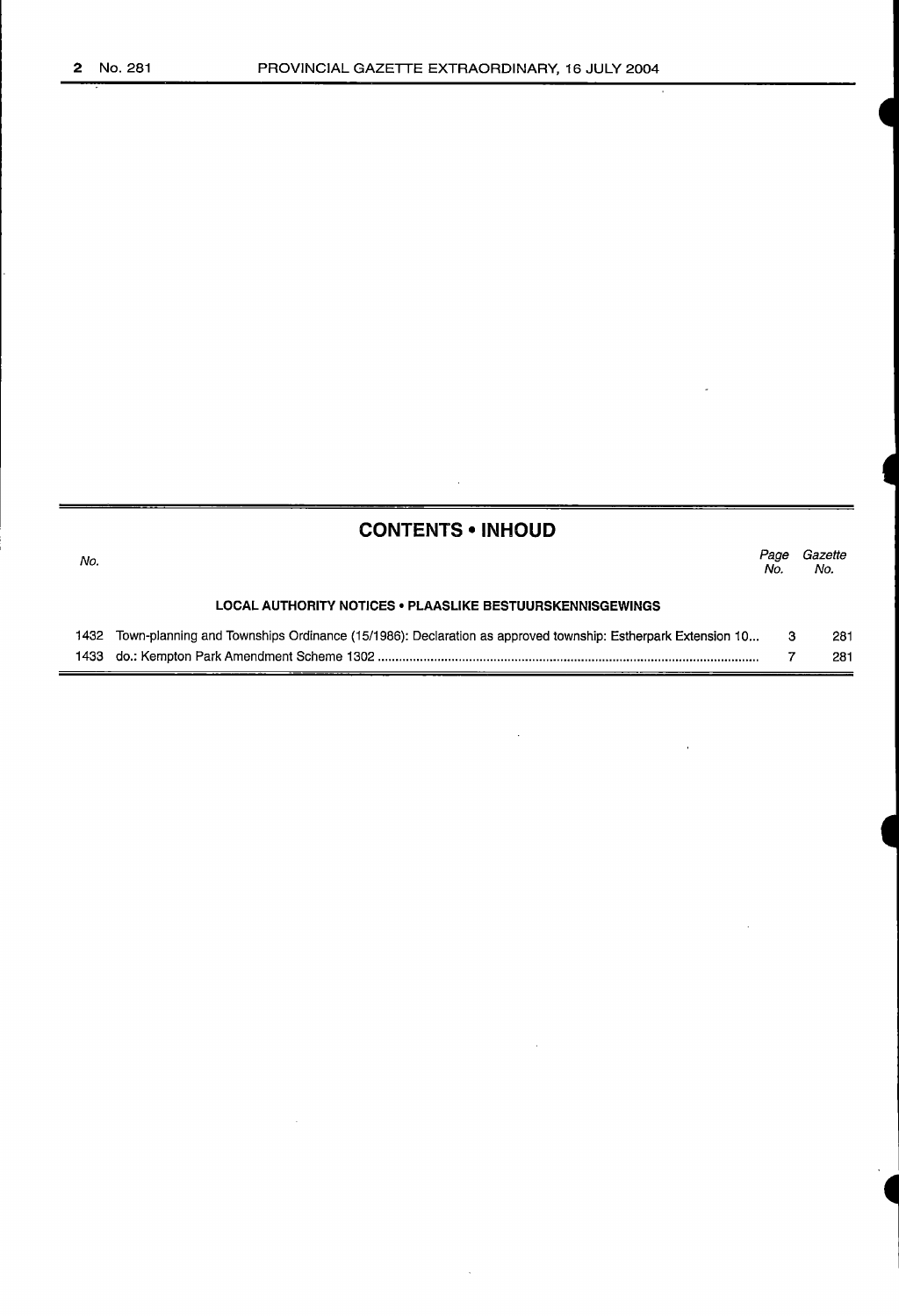## CONTENTS • INHOUD

| No. | | Page No. | Gazette No. |
|---|---|---|---|
| | **LOCAL AUTHORITY NOTICES • PLAASLIKE BESTUURSKENNISGEWINGS** | | |
| 1432 | Town-planning and Townships Ordinance (15/1986): Declaration as approved township: Estherpark Extension 10... | 3 | 281 |
| 1433 | do.: Kempton Park Amendment Scheme 1302 | 7 | 281 |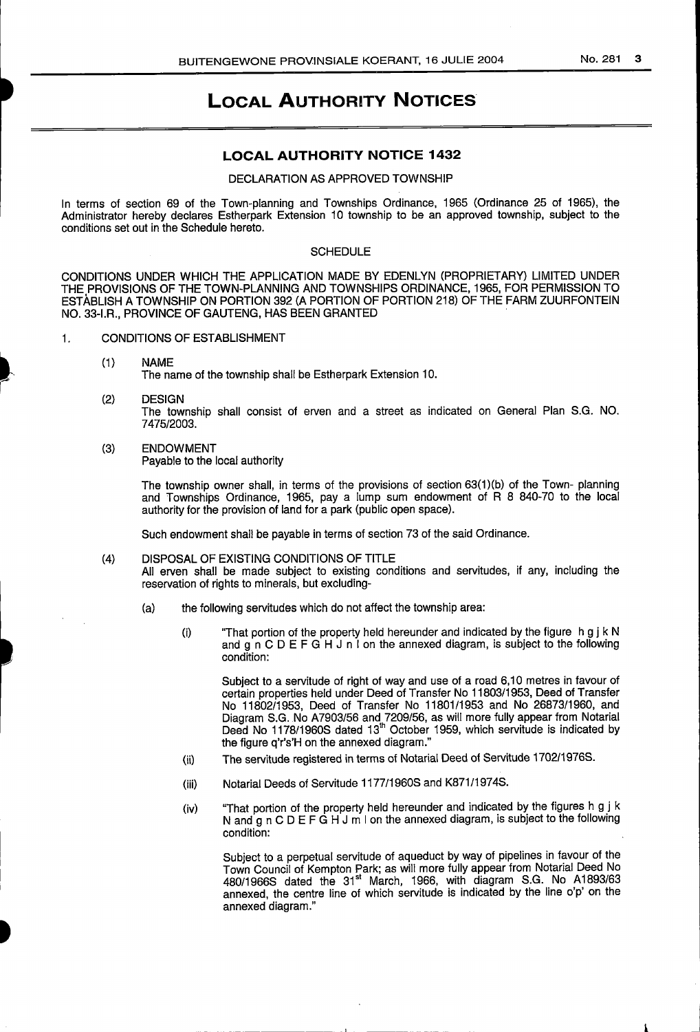# LOCAL AUTHORITY NOTICES

## LOCAL AUTHORITY NOTICE 1432

DECLARATION AS APPROVED TOWNSHIP

In terms of section 69 of the Town-planning and Townships Ordinance, 1965 (Ordinance 25 of 1965), the Administrator hereby declares Estherpark Extension 10 township to be an approved township, subject to the conditions set out in the Schedule hereto.

SCHEDULE

CONDITIONS UNDER WHICH THE APPLICATION MADE BY EDENLYN (PROPRIETARY) LIMITED UNDER THE PROVISIONS OF THE TOWN-PLANNING AND TOWNSHIPS ORDINANCE, 1965, FOR PERMISSION TO ESTABLISH A TOWNSHIP ON PORTION 392 (A PORTION OF PORTION 218) OF THE FARM ZUURFONTEIN NO. 33-I.R., PROVINCE OF GAUTENG, HAS BEEN GRANTED

1. CONDITIONS OF ESTABLISHMENT

(1) NAME
The name of the township shall be Estherpark Extension 10.

(2) DESIGN
The township shall consist of erven and a street as indicated on General Plan S.G. NO. 7475/2003.

(3) ENDOWMENT
Payable to the local authority

The township owner shall, in terms of the provisions of section 63(1)(b) of the Town- planning and Townships Ordinance, 1965, pay a lump sum endowment of R 8 840-70 to the local authority for the provision of land for a park (public open space).

Such endowment shall be payable in terms of section 73 of the said Ordinance.

(4) DISPOSAL OF EXISTING CONDITIONS OF TITLE
All erven shall be made subject to existing conditions and servitudes, if any, including the reservation of rights to minerals, but excluding-

(a) the following servitudes which do not affect the township area:

(i) "That portion of the property held hereunder and indicated by the figure h g j k N and g n C D E F G H J n l on the annexed diagram, is subject to the following condition:

Subject to a servitude of right of way and use of a road 6,10 metres in favour of certain properties held under Deed of Transfer No 11803/1953, Deed of Transfer No 11802/1953, Deed of Transfer No 11801/1953 and No 26873/1960, and Diagram S.G. No A7903/56 and 7209/56, as will more fully appear from Notarial Deed No 1178/1960S dated 13th October 1959, which servitude is indicated by the figure q'r's'H on the annexed diagram."

(ii) The servitude registered in terms of Notarial Deed of Servitude 1702/1976S.

(iii) Notarial Deeds of Servitude 1177/1960S and K871/1974S.

(iv) "That portion of the property held hereunder and indicated by the figures h g j k N and g n C D E F G H J m l on the annexed diagram, is subject to the following condition:

Subject to a perpetual servitude of aqueduct by way of pipelines in favour of the Town Council of Kempton Park; as will more fully appear from Notarial Deed No 480/1966S dated the 31st March, 1966, with diagram S.G. No A1893/63 annexed, the centre line of which servitude is indicated by the line o'p' on the annexed diagram."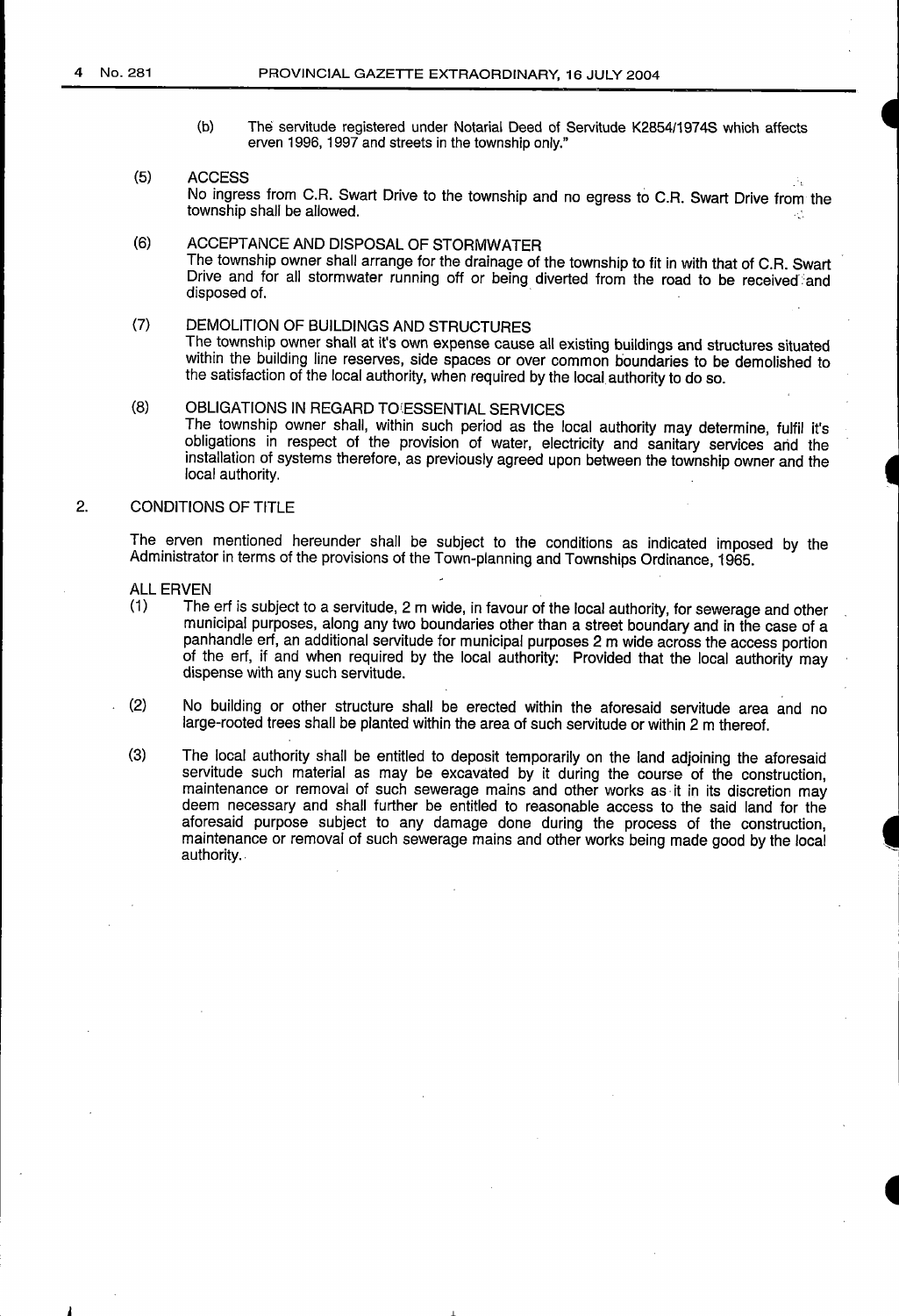(b) The servitude registered under Notarial Deed of Servitude K2854/1974S which affects erven 1996, 1997 and streets in the township only."

(5) ACCESS

No ingress from C.R. Swart Drive to the township and no egress to C.R. Swart Drive from the township shall be allowed.

(6) ACCEPTANCE AND DISPOSAL OF STORMWATER

The township owner shall arrange for the drainage of the township to fit in with that of C.R. Swart Drive and for all stormwater running off or being diverted from the road to be received and disposed of.

(7) DEMOLITION OF BUILDINGS AND STRUCTURES

The township owner shall at it's own expense cause all existing buildings and structures situated within the building line reserves, side spaces or over common boundaries to be demolished to the satisfaction of the local authority, when required by the local authority to do so.

(8) OBLIGATIONS IN REGARD TO ESSENTIAL SERVICES

The township owner shall, within such period as the local authority may determine, fulfil it's obligations in respect of the provision of water, electricity and sanitary services and the installation of systems therefore, as previously agreed upon between the township owner and the local authority.

2. CONDITIONS OF TITLE

The erven mentioned hereunder shall be subject to the conditions as indicated imposed by the Administrator in terms of the provisions of the Town-planning and Townships Ordinance, 1965.

ALL ERVEN

(1) The erf is subject to a servitude, 2 m wide, in favour of the local authority, for sewerage and other municipal purposes, along any two boundaries other than a street boundary and in the case of a panhandle erf, an additional servitude for municipal purposes 2 m wide across the access portion of the erf, if and when required by the local authority: Provided that the local authority may dispense with any such servitude.

(2) No building or other structure shall be erected within the aforesaid servitude area and no large-rooted trees shall be planted within the area of such servitude or within 2 m thereof.

(3) The local authority shall be entitled to deposit temporarily on the land adjoining the aforesaid servitude such material as may be excavated by it during the course of the construction, maintenance or removal of such sewerage mains and other works as it in its discretion may deem necessary and shall further be entitled to reasonable access to the said land for the aforesaid purpose subject to any damage done during the process of the construction, maintenance or removal of such sewerage mains and other works being made good by the local authority.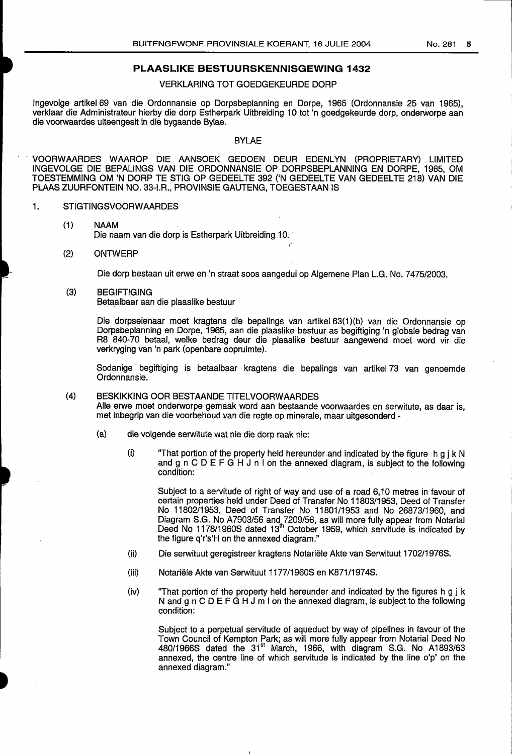## PLAASLIKE BESTUURSKENNISGEWING 1432

VERKLARING TOT GOEDGEKEURDE DORP

Ingevolge artikel 69 van die Ordonnansie op Dorpsbeplanning en Dorpe, 1965 (Ordonnansie 25 van 1965), verklaar die Administrateur hierby die dorp Estherpark Uitbreiding 10 tot 'n goedgekeurde dorp, onderworpe aan die voorwaardes uiteengesit in die bygaande Bylae.

BYLAE

VOORWAARDES WAAROP DIE AANSOEK GEDOEN DEUR EDENLYN (PROPRIETARY) LIMITED INGEVOLGE DIE BEPALINGS VAN DIE ORDONNANSIE OP DORPSBEPLANNING EN DORPE, 1965, OM TOESTEMMING OM 'N DORP TE STIG OP GEDEELTE 392 ('N GEDEELTE VAN GEDEELTE 218) VAN DIE PLAAS ZUURFONTEIN NO. 33-I.R., PROVINSIE GAUTENG, TOEGESTAAN IS

1. STIGTINGSVOORWAARDES

(1) NAAM
Die naam van die dorp is Estherpark Uitbreiding 10.

(2) ONTWERP

Die dorp bestaan uit erwe en 'n straat soos aangedui op Algemene Plan L.G. No. 7475/2003.

(3) BEGIFTIGING
Betaalbaar aan die plaaslike bestuur

Die dorpseienaar moet kragtens die bepalings van artikel 63(1)(b) van die Ordonnansie op Dorpsbeplanning en Dorpe, 1965, aan die plaaslike bestuur as begiftiging 'n globale bedrag van R8 840-70 betaal, welke bedrag deur die plaaslike bestuur aangewend moet word vir die verkryging van 'n park (openbare oopruimte).

Sodanige begiftiging is betaalbaar kragtens die bepalings van artikel 73 van genoemde Ordonnansie.

(4) BESKIKKING OOR BESTAANDE TITELVOORWAARDES
Alle erwe moet onderworpe gemaak word aan bestaande voorwaardes en serwitute, as daar is, met inbegrip van die voorbehoud van die regte op minerale, maar uitgesonderd -

(a) die volgende serwitute wat nie die dorp raak nie:

(i) "That portion of the property held hereunder and indicated by the figure h g j k N and g n C D E F G H J n l on the annexed diagram, is subject to the following condition:

Subject to a servitude of right of way and use of a road 6,10 metres in favour of certain properties held under Deed of Transfer No 11803/1953, Deed of Transfer No 11802/1953, Deed of Transfer No 11801/1953 and No 26873/1960, and Diagram S.G. No A7903/56 and 7209/56, as will more fully appear from Notarial Deed No 1178/1960S dated 13th October 1959, which servitude is indicated by the figure q'r's'H on the annexed diagram."

(ii) Die serwituut geregistreer kragtens Notariële Akte van Serwituut 1702/1976S.

(iii) Notariële Akte van Serwituut 1177/1960S en K871/1974S.

(iv) "That portion of the property held hereunder and indicated by the figures h g j k N and g n C D E F G H J m l on the annexed diagram, is subject to the following condition:

Subject to a perpetual servitude of aqueduct by way of pipelines in favour of the Town Council of Kempton Park; as will more fully appear from Notarial Deed No 480/1966S dated the 31st March, 1966, with diagram S.G. No A1893/63 annexed, the centre line of which servitude is indicated by the line o'p' on the annexed diagram."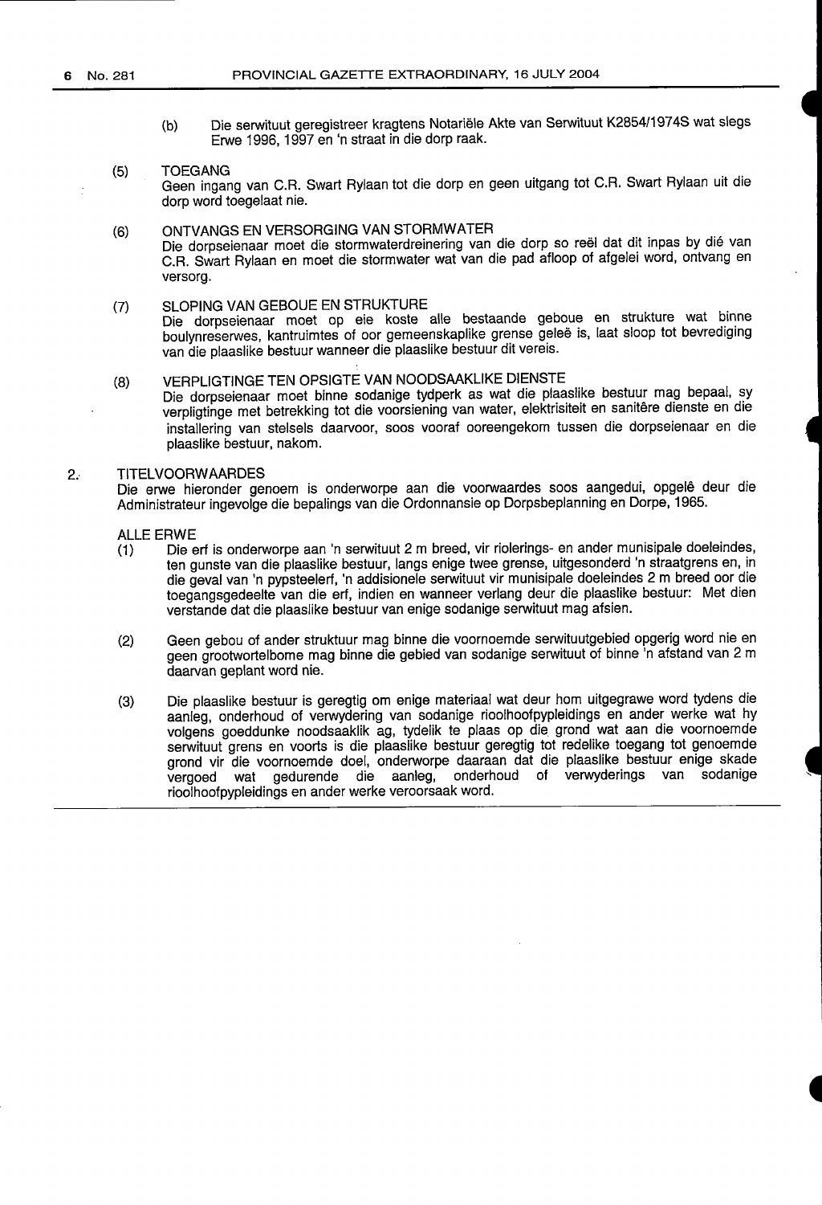(b) Die serwituut geregistreer kragtens Notariële Akte van Serwituut K2854/1974S wat slegs Erwe 1996, 1997 en 'n straat in die dorp raak.

(5) TOEGANG

Geen ingang van C.R. Swart Rylaan tot die dorp en geen uitgang tot C.R. Swart Rylaan uit die dorp word toegelaat nie.

(6) ONTVANGS EN VERSORGING VAN STORMWATER

Die dorpseienaar moet die stormwaterdreinering van die dorp so reël dat dit inpas by dié van C.R. Swart Rylaan en moet die stormwater wat van die pad afloop of afgelei word, ontvang en versorg.

(7) SLOPING VAN GEBOUE EN STRUKTURE

Die dorpseienaar moet op eie koste alle bestaande geboue en strukture wat binne boulynreserwes, kantruimtes of oor gemeenskaplike grense geleë is, laat sloop tot bevrediging van die plaaslike bestuur wanneer die plaaslike bestuur dit vereis.

(8) VERPLIGTINGE TEN OPSIGTE VAN NOODSAAKLIKE DIENSTE

Die dorpseienaar moet binne sodanige tydperk as wat die plaaslike bestuur mag bepaal, sy verpligtinge met betrekking tot die voorsiening van water, elektrisiteit en sanitêre dienste en die installering van stelsels daarvoor, soos vooraf ooreengekom tussen die dorpseienaar en die plaaslike bestuur, nakom.

2. TITELVOORWAARDES

Die erwe hieronder genoem is onderworpe aan die voorwaardes soos aangedui, opgelê deur die Administrateur ingevolge die bepalings van die Ordonnansie op Dorpsbeplanning en Dorpe, 1965.

ALLE ERWE

(1) Die erf is onderworpe aan 'n serwituut 2 m breed, vir riolerings- en ander munisipale doeleindes, ten gunste van die plaaslike bestuur, langs enige twee grense, uitgesonderd 'n straatgrens en, in die geval van 'n pypsteelerf, 'n addisionele serwituut vir munisipale doeleindes 2 m breed oor die toegangsgedeelte van die erf, indien en wanneer verlang deur die plaaslike bestuur: Met dien verstande dat die plaaslike bestuur van enige sodanige serwituut mag afsien.

(2) Geen gebou of ander struktuur mag binne die voornoemde serwituutgebied opgerig word nie en geen grootwortelbome mag binne die gebied van sodanige serwituut of binne 'n afstand van 2 m daarvan geplant word nie.

(3) Die plaaslike bestuur is geregtig om enige materiaal wat deur hom uitgegrawe word tydens die aanleg, onderhoud of verwydering van sodanige rioolhoofpypleidings en ander werke wat hy volgens goeddunke noodsaaklik ag, tydelik te plaas op die grond wat aan die voornoemde serwituut grens en voorts is die plaaslike bestuur geregtig tot redelike toegang tot genoemde grond vir die voornoemde doel, onderworpe daaraan dat die plaaslike bestuur enige skade vergoed wat gedurende die aanleg, onderhoud of verwyderings van sodanige rioolhoofpypleidings en ander werke veroorsaak word.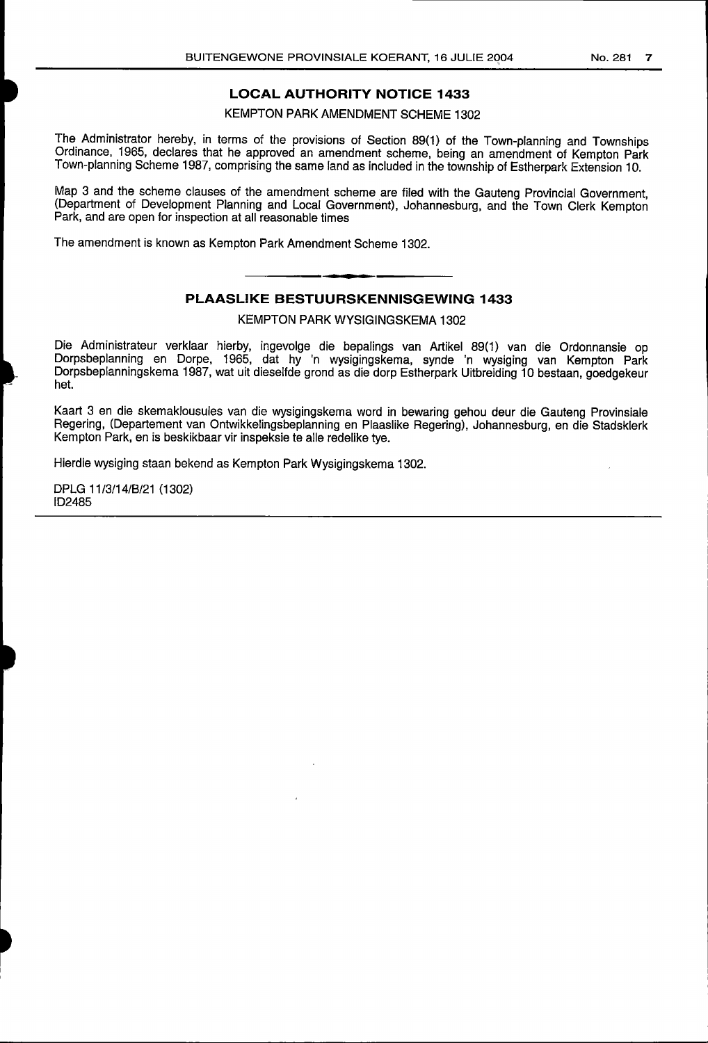## LOCAL AUTHORITY NOTICE 1433

KEMPTON PARK AMENDMENT SCHEME 1302

The Administrator hereby, in terms of the provisions of Section 89(1) of the Town-planning and Townships Ordinance, 1965, declares that he approved an amendment scheme, being an amendment of Kempton Park Town-planning Scheme 1987, comprising the same land as included in the township of Estherpark Extension 10.

Map 3 and the scheme clauses of the amendment scheme are filed with the Gauteng Provincial Government, (Department of Development Planning and Local Government), Johannesburg, and the Town Clerk Kempton Park, and are open for inspection at all reasonable times

The amendment is known as Kempton Park Amendment Scheme 1302.

## PLAASLIKE BESTUURSKENNISGEWING 1433

KEMPTON PARK WYSIGINGSKEMA 1302

Die Administrateur verklaar hierby, ingevolge die bepalings van Artikel 89(1) van die Ordonnansie op Dorpsbeplanning en Dorpe, 1965, dat hy 'n wysigingskema, synde 'n wysiging van Kempton Park Dorpsbeplanningskema 1987, wat uit dieselfde grond as die dorp Estherpark Uitbreiding 10 bestaan, goedgekeur het.

Kaart 3 en die skemaklousules van die wysigingskema word in bewaring gehou deur die Gauteng Provinsiale Regering, (Departement van Ontwikkelingsbeplanning en Plaaslike Regering), Johannesburg, en die Stadsklerk Kempton Park, en is beskikbaar vir inspeksie te alle redelike tye.

Hierdie wysiging staan bekend as Kempton Park Wysigingskema 1302.

DPLG 11/3/14/B/21 (1302)
ID2485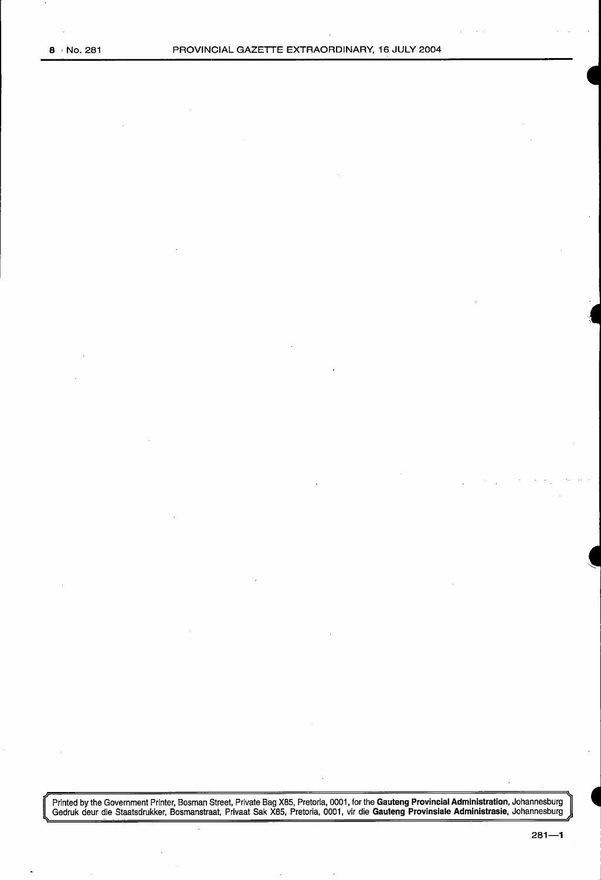Printed by the Government Printer, Bosman Street, Private Bag X85, Pretoria, 0001, for the **Gauteng Provincial Administration**, Johannesburg
Gedruk deur die Staatsdrukker, Bosmanstraat, Privaat Sak X85, Pretoria, 0001, vir die **Gauteng Provinsiale Administrasie**, Johannesburg

**281—1**